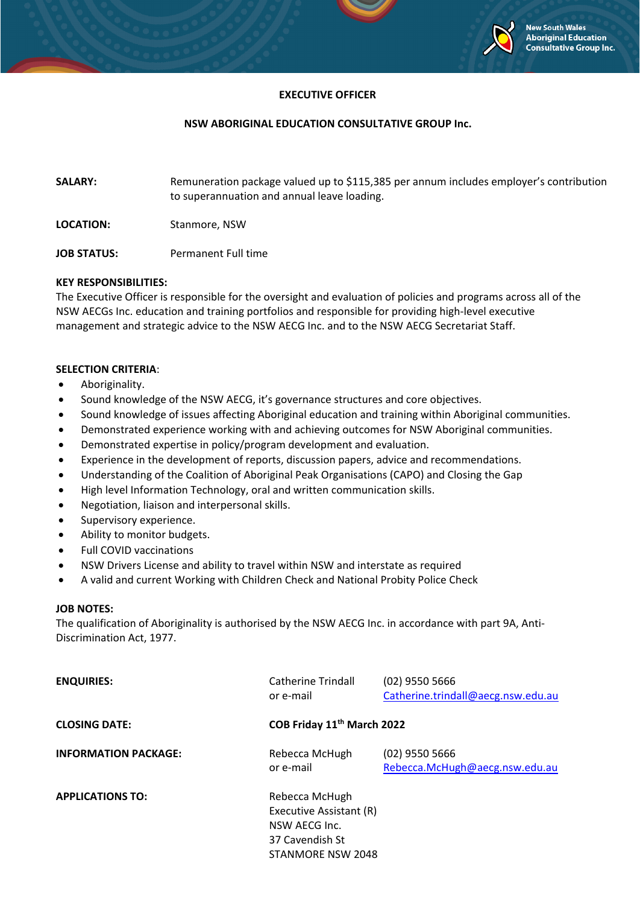New South Wales Aboriginal Education Consultative Group Inc.

# EXECUTIVE OFFICER

## NSW ABORIGINAL EDUCATION CONSULTATIVE GROUP Inc.

**SALARY:** Remuneration package valued up to $115,385 per annum includes employer's contribution to superannuation and annual leave loading.

**LOCATION:** Stanmore, NSW

**JOB STATUS:** Permanent Full time

**KEY RESPONSIBILITIES:**
The Executive Officer is responsible for the oversight and evaluation of policies and programs across all of the NSW AECGs Inc. education and training portfolios and responsible for providing high-level executive management and strategic advice to the NSW AECG Inc. and to the NSW AECG Secretariat Staff.

**SELECTION CRITERIA**:

- Aboriginality.
- Sound knowledge of the NSW AECG, it's governance structures and core objectives.
- Sound knowledge of issues affecting Aboriginal education and training within Aboriginal communities.
- Demonstrated experience working with and achieving outcomes for NSW Aboriginal communities.
- Demonstrated expertise in policy/program development and evaluation.
- Experience in the development of reports, discussion papers, advice and recommendations.
- Understanding of the Coalition of Aboriginal Peak Organisations (CAPO) and Closing the Gap
- High level Information Technology, oral and written communication skills.
- Negotiation, liaison and interpersonal skills.
- Supervisory experience.
- Ability to monitor budgets.
- Full COVID vaccinations
- NSW Drivers License and ability to travel within NSW and interstate as required
- A valid and current Working with Children Check and National Probity Police Check

**JOB NOTES:**
The qualification of Aboriginality is authorised by the NSW AECG Inc. in accordance with part 9A, Anti-Discrimination Act, 1977.

**ENQUIRIES:** Catherine Trindall (02) 9550 5666 or e-mail Catherine.trindall@aecg.nsw.edu.au

**CLOSING DATE:** **COB Friday 11th March 2022**

**INFORMATION PACKAGE:** Rebecca McHugh (02) 9550 5666 or e-mail Rebecca.McHugh@aecg.nsw.edu.au

**APPLICATIONS TO:**
Rebecca McHugh
Executive Assistant (R)
NSW AECG Inc.
37 Cavendish St
STANMORE NSW 2048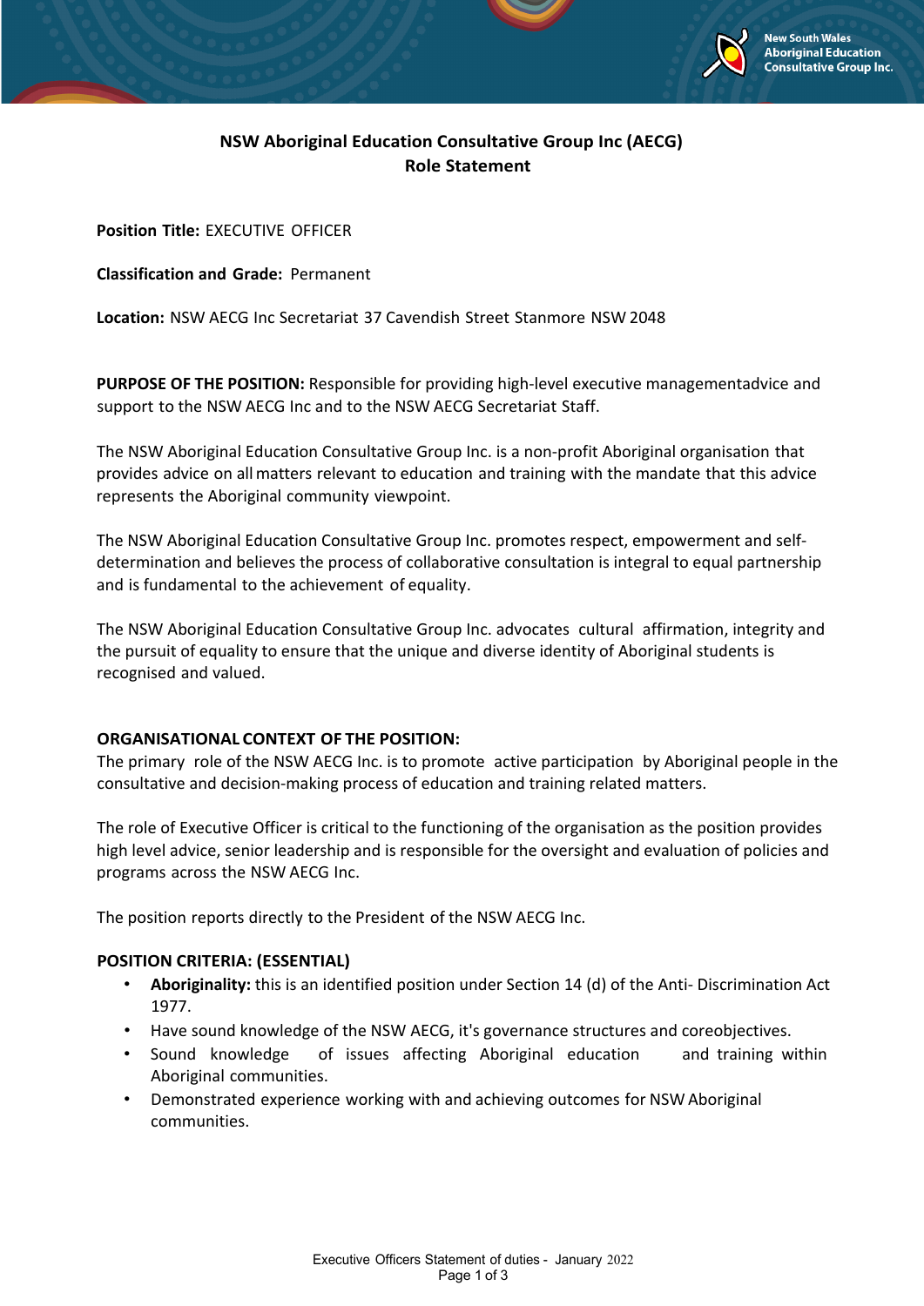# NSW Aboriginal Education Consultative Group Inc (AECG)
## Role Statement

**Position Title:** EXECUTIVE OFFICER

**Classification and Grade:** Permanent

**Location:** NSW AECG Inc Secretariat 37 Cavendish Street Stanmore NSW 2048

**PURPOSE OF THE POSITION:** Responsible for providing high-level executive managementadvice and support to the NSW AECG Inc and to the NSW AECG Secretariat Staff.

The NSW Aboriginal Education Consultative Group Inc. is a non-profit Aboriginal organisation that provides advice on all matters relevant to education and training with the mandate that this advice represents the Aboriginal community viewpoint.

The NSW Aboriginal Education Consultative Group Inc. promotes respect, empowerment and self-determination and believes the process of collaborative consultation is integral to equal partnership and is fundamental to the achievement of equality.

The NSW Aboriginal Education Consultative Group Inc. advocates cultural affirmation, integrity and the pursuit of equality to ensure that the unique and diverse identity of Aboriginal students is recognised and valued.

**ORGANISATIONAL CONTEXT OF THE POSITION:**
The primary role of the NSW AECG Inc. is to promote active participation by Aboriginal people in the consultative and decision-making process of education and training related matters.

The role of Executive Officer is critical to the functioning of the organisation as the position provides high level advice, senior leadership and is responsible for the oversight and evaluation of policies and programs across the NSW AECG Inc.

The position reports directly to the President of the NSW AECG Inc.

**POSITION CRITERIA: (ESSENTIAL)**

- **Aboriginality:** this is an identified position under Section 14 (d) of the Anti- Discrimination Act 1977.
- Have sound knowledge of the NSW AECG, it's governance structures and coreobjectives.
- Sound knowledge of issues affecting Aboriginal education and training within Aboriginal communities.
- Demonstrated experience working with and achieving outcomes for NSW Aboriginal communities.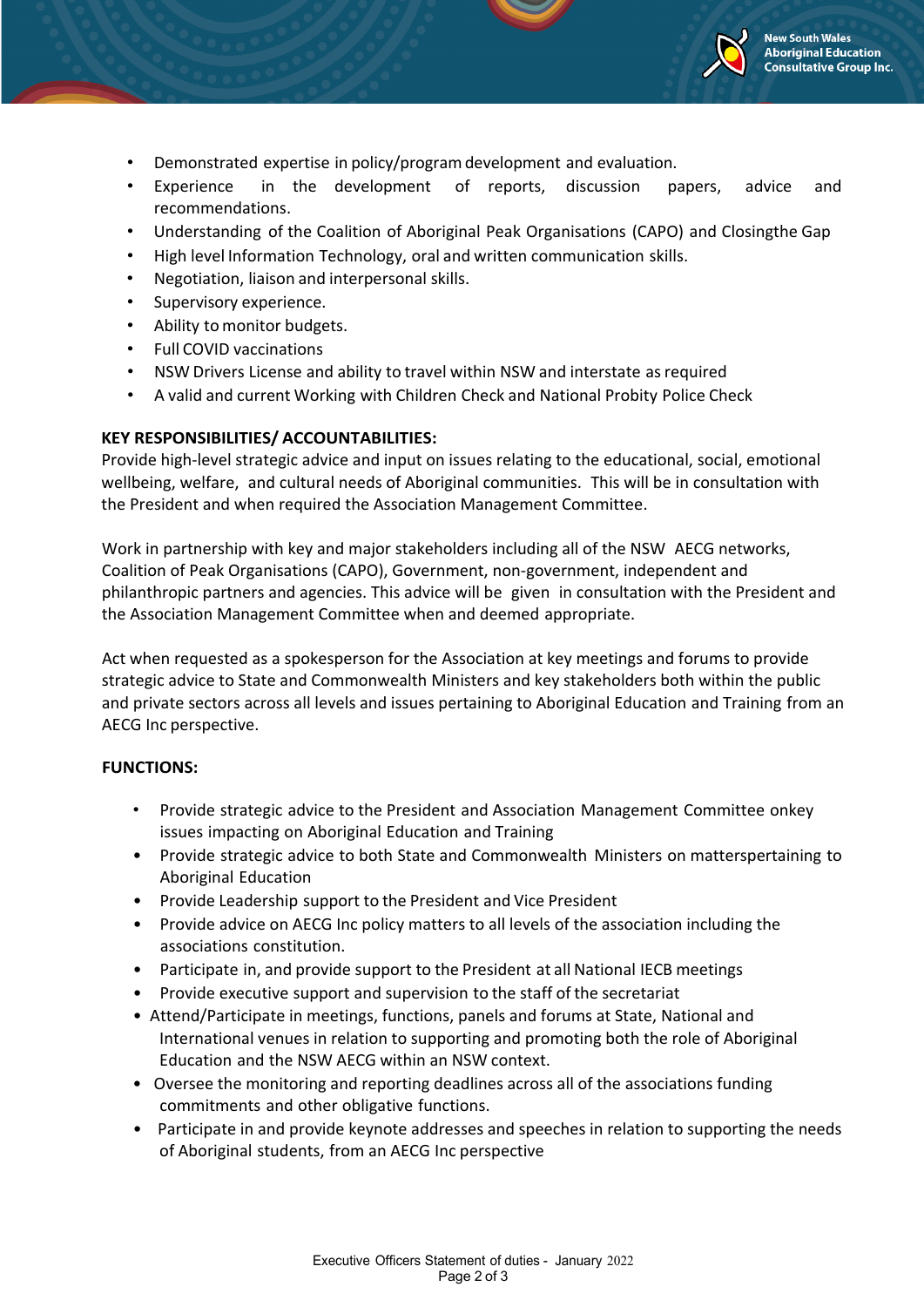- Demonstrated expertise in policy/program development and evaluation.
- Experience in the development of reports, discussion papers, advice and recommendations.
- Understanding of the Coalition of Aboriginal Peak Organisations (CAPO) and Closingthe Gap
- High level Information Technology, oral and written communication skills.
- Negotiation, liaison and interpersonal skills.
- Supervisory experience.
- Ability to monitor budgets.
- Full COVID vaccinations
- NSW Drivers License and ability to travel within NSW and interstate as required
- A valid and current Working with Children Check and National Probity Police Check

**KEY RESPONSIBILITIES/ ACCOUNTABILITIES:**

Provide high-level strategic advice and input on issues relating to the educational, social, emotional wellbeing, welfare, and cultural needs of Aboriginal communities. This will be in consultation with the President and when required the Association Management Committee.

Work in partnership with key and major stakeholders including all of the NSW AECG networks, Coalition of Peak Organisations (CAPO), Government, non-government, independent and philanthropic partners and agencies. This advice will be given in consultation with the President and the Association Management Committee when and deemed appropriate.

Act when requested as a spokesperson for the Association at key meetings and forums to provide strategic advice to State and Commonwealth Ministers and key stakeholders both within the public and private sectors across all levels and issues pertaining to Aboriginal Education and Training from an AECG Inc perspective.

**FUNCTIONS:**

- Provide strategic advice to the President and Association Management Committee onkey issues impacting on Aboriginal Education and Training
- Provide strategic advice to both State and Commonwealth Ministers on matterspertaining to Aboriginal Education
- Provide Leadership support to the President and Vice President
- Provide advice on AECG Inc policy matters to all levels of the association including the associations constitution.
- Participate in, and provide support to the President at all National IECB meetings
- Provide executive support and supervision to the staff of the secretariat
- Attend/Participate in meetings, functions, panels and forums at State, National and International venues in relation to supporting and promoting both the role of Aboriginal Education and the NSW AECG within an NSW context.
- Oversee the monitoring and reporting deadlines across all of the associations funding commitments and other obligative functions.
- Participate in and provide keynote addresses and speeches in relation to supporting the needs of Aboriginal students, from an AECG Inc perspective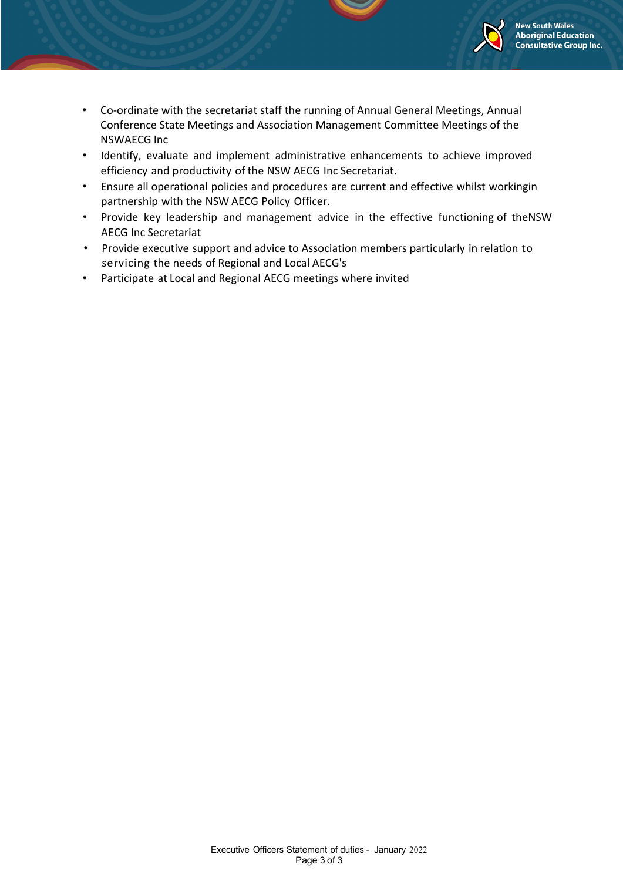- Co-ordinate with the secretariat staff the running of Annual General Meetings, Annual Conference State Meetings and Association Management Committee Meetings of the NSWAECG Inc
- Identify, evaluate and implement administrative enhancements to achieve improved efficiency and productivity of the NSW AECG Inc Secretariat.
- Ensure all operational policies and procedures are current and effective whilst workingin partnership with the NSW AECG Policy Officer.
- Provide key leadership and management advice in the effective functioning of theNSW AECG Inc Secretariat
- Provide executive support and advice to Association members particularly in relation to servicing the needs of Regional and Local AECG's
- Participate at Local and Regional AECG meetings where invited